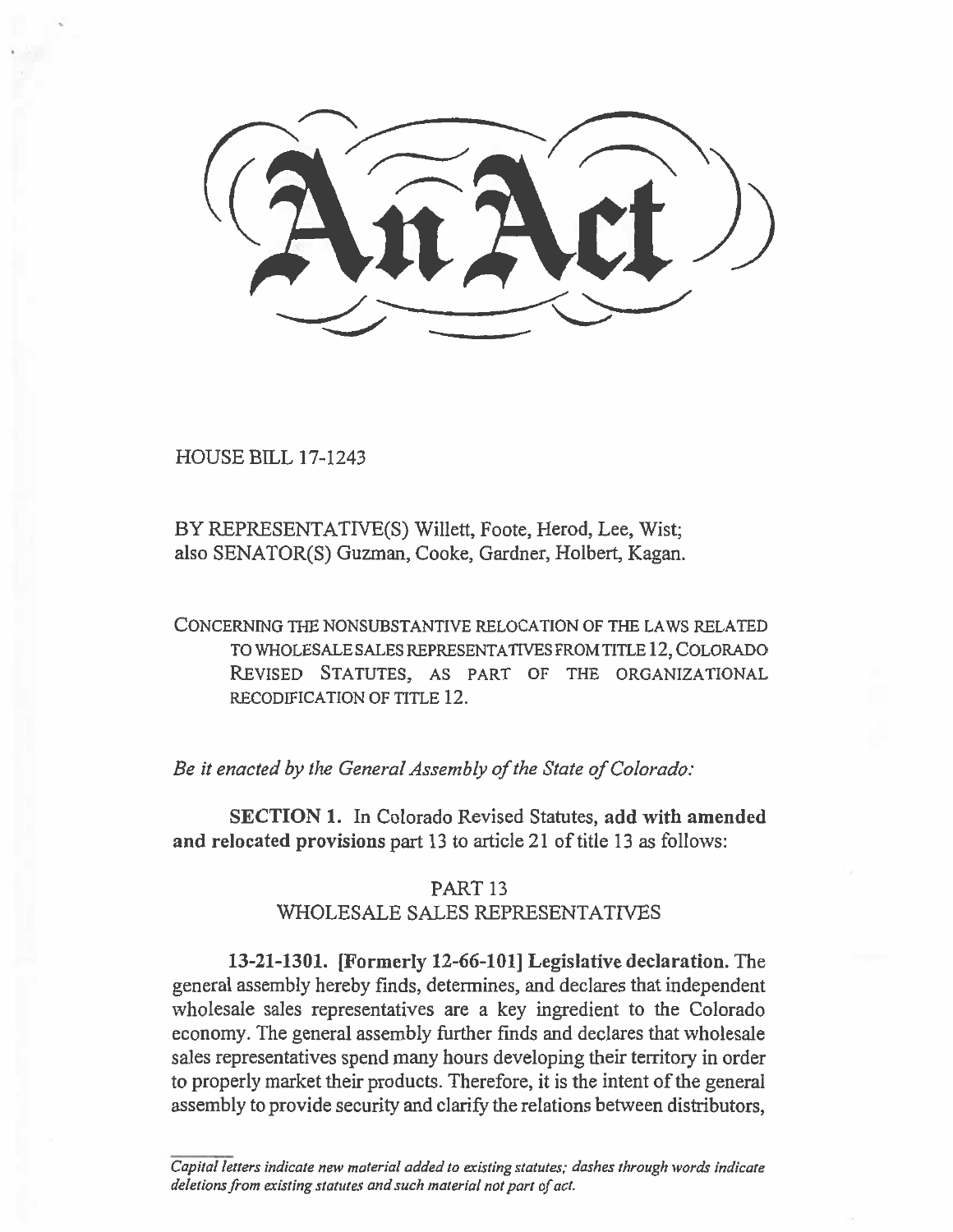# An Act

HOUSE BILL 17-1243

BY REPRESENTATIVE(S) Willett, Foote, Herod, Lee, Wist;
also SENATOR(S) Guzman, Cooke, Gardner, Holbert, Kagan.

CONCERNING THE NONSUBSTANTIVE RELOCATION OF THE LAWS RELATED TO WHOLESALE SALES REPRESENTATIVES FROM TITLE 12, COLORADO REVISED STATUTES, AS PART OF THE ORGANIZATIONAL RECODIFICATION OF TITLE 12.

*Be it enacted by the General Assembly of the State of Colorado:*

**SECTION 1.** In Colorado Revised Statutes, **add with amended and relocated provisions** part 13 to article 21 of title 13 as follows:

PART 13
WHOLESALE SALES REPRESENTATIVES

**13-21-1301. [Formerly 12-66-101] Legislative declaration.** The general assembly hereby finds, determines, and declares that independent wholesale sales representatives are a key ingredient to the Colorado economy. The general assembly further finds and declares that wholesale sales representatives spend many hours developing their territory in order to properly market their products. Therefore, it is the intent of the general assembly to provide security and clarify the relations between distributors,

*Capital letters indicate new material added to existing statutes; dashes through words indicate deletions from existing statutes and such material not part of act.*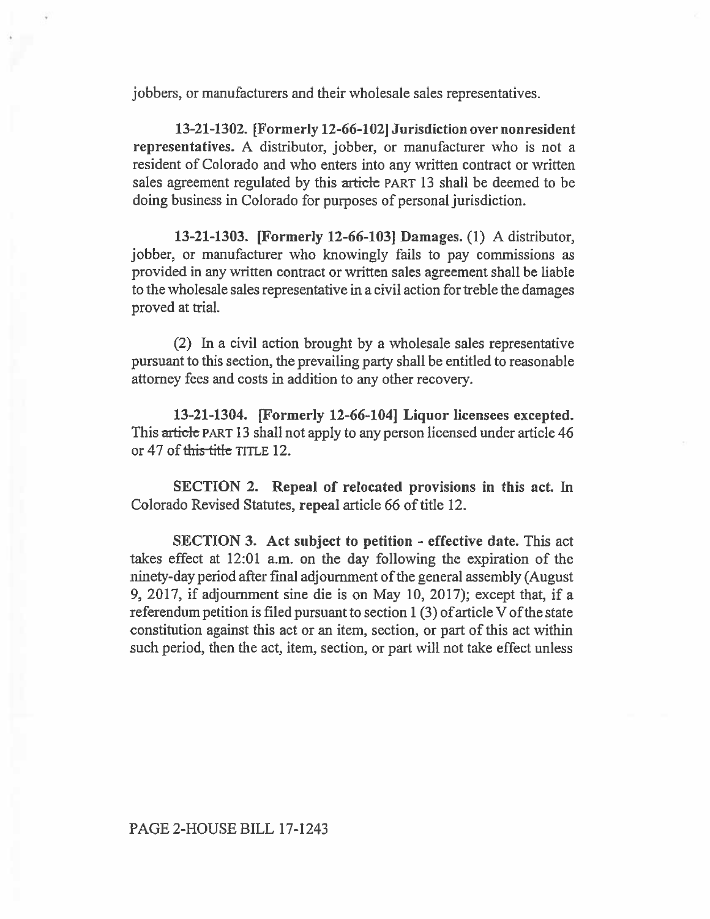jobbers, or manufacturers and their wholesale sales representatives.

**13-21-1302. [Formerly 12-66-102] Jurisdiction over nonresident representatives.** A distributor, jobber, or manufacturer who is not a resident of Colorado and who enters into any written contract or written sales agreement regulated by this ~~article~~ PART 13 shall be deemed to be doing business in Colorado for purposes of personal jurisdiction.

**13-21-1303. [Formerly 12-66-103] Damages.** (1) A distributor, jobber, or manufacturer who knowingly fails to pay commissions as provided in any written contract or written sales agreement shall be liable to the wholesale sales representative in a civil action for treble the damages proved at trial.

(2) In a civil action brought by a wholesale sales representative pursuant to this section, the prevailing party shall be entitled to reasonable attorney fees and costs in addition to any other recovery.

**13-21-1304. [Formerly 12-66-104] Liquor licensees excepted.** This ~~article~~ PART 13 shall not apply to any person licensed under article 46 or 47 of ~~this title~~ TITLE 12.

**SECTION 2. Repeal of relocated provisions in this act.** In Colorado Revised Statutes, **repeal** article 66 of title 12.

**SECTION 3. Act subject to petition - effective date.** This act takes effect at 12:01 a.m. on the day following the expiration of the ninety-day period after final adjournment of the general assembly (August 9, 2017, if adjournment sine die is on May 10, 2017); except that, if a referendum petition is filed pursuant to section 1 (3) of article V of the state constitution against this act or an item, section, or part of this act within such period, then the act, item, section, or part will not take effect unless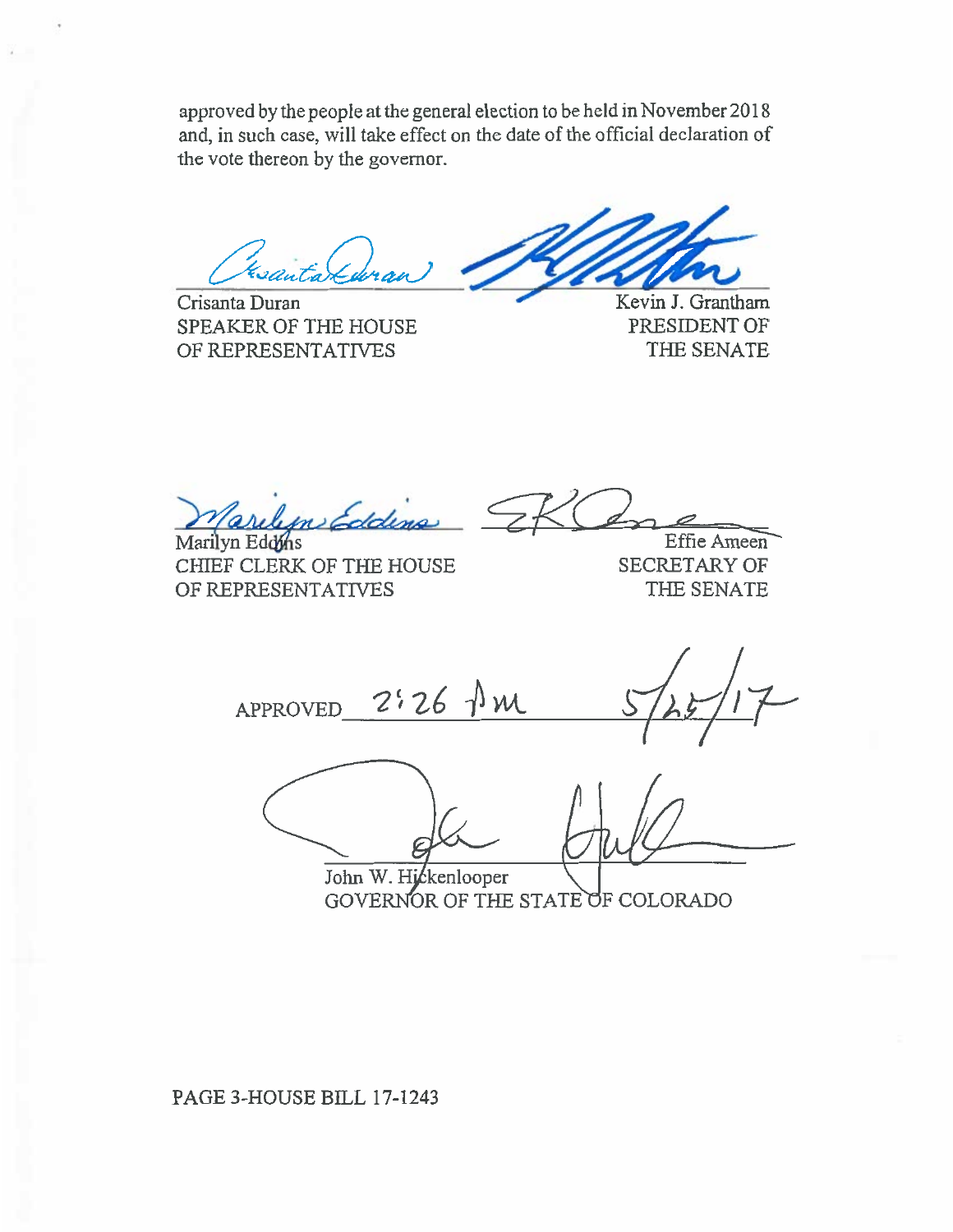approved by the people at the general election to be held in November 2018 and, in such case, will take effect on the date of the official declaration of the vote thereon by the governor.

Crisanta Duran
SPEAKER OF THE HOUSE
OF REPRESENTATIVES

Kevin J. Grantham
PRESIDENT OF
THE SENATE

Marilyn Eddins
CHIEF CLERK OF THE HOUSE
OF REPRESENTATIVES

Effie Ameen
SECRETARY OF
THE SENATE

APPROVED 2:26 PM 5/25/17

John W. Hickenlooper
GOVERNOR OF THE STATE OF COLORADO

PAGE 3-HOUSE BILL 17-1243